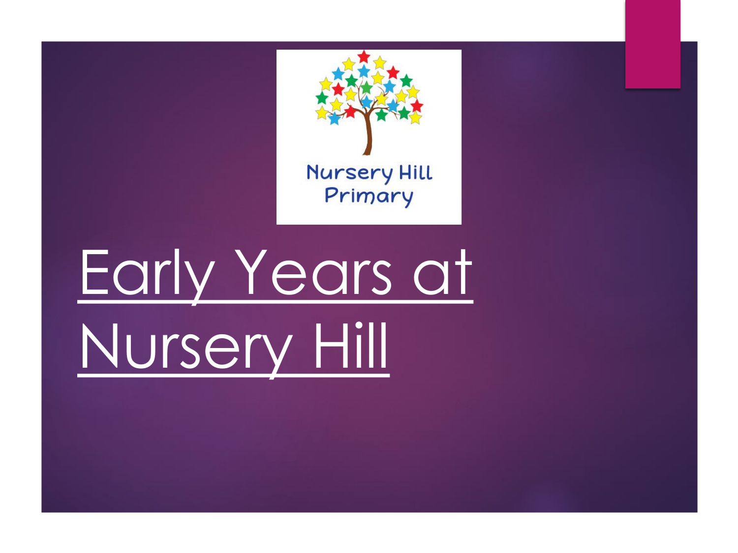Nursery Hill Primary

# Early Years at Nursery Hill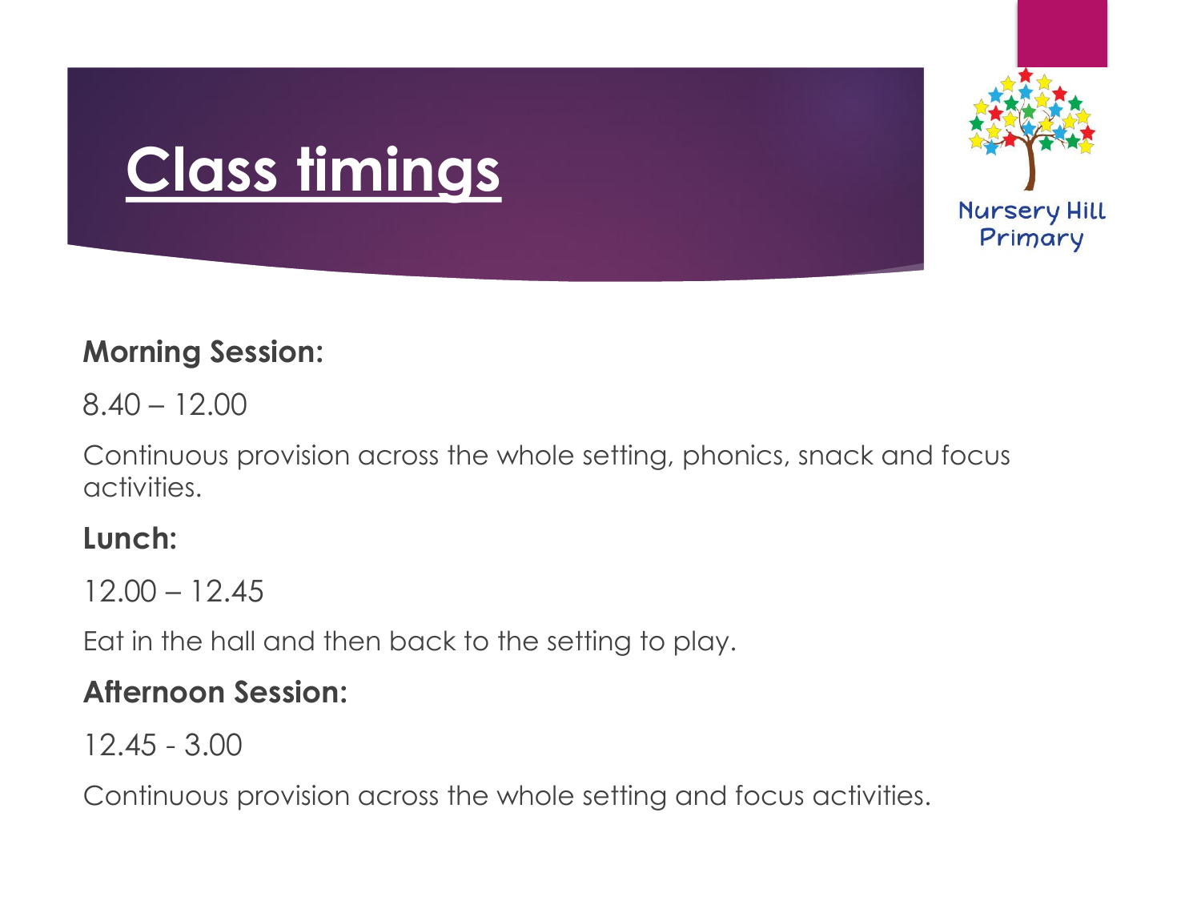# Class timings

**Morning Session:**

8.40 – 12.00

Continuous provision across the whole setting, phonics, snack and focus activities.

**Lunch:**

12.00 – 12.45

Eat in the hall and then back to the setting to play.

**Afternoon Session:**

12.45 - 3.00

Continuous provision across the whole setting and focus activities.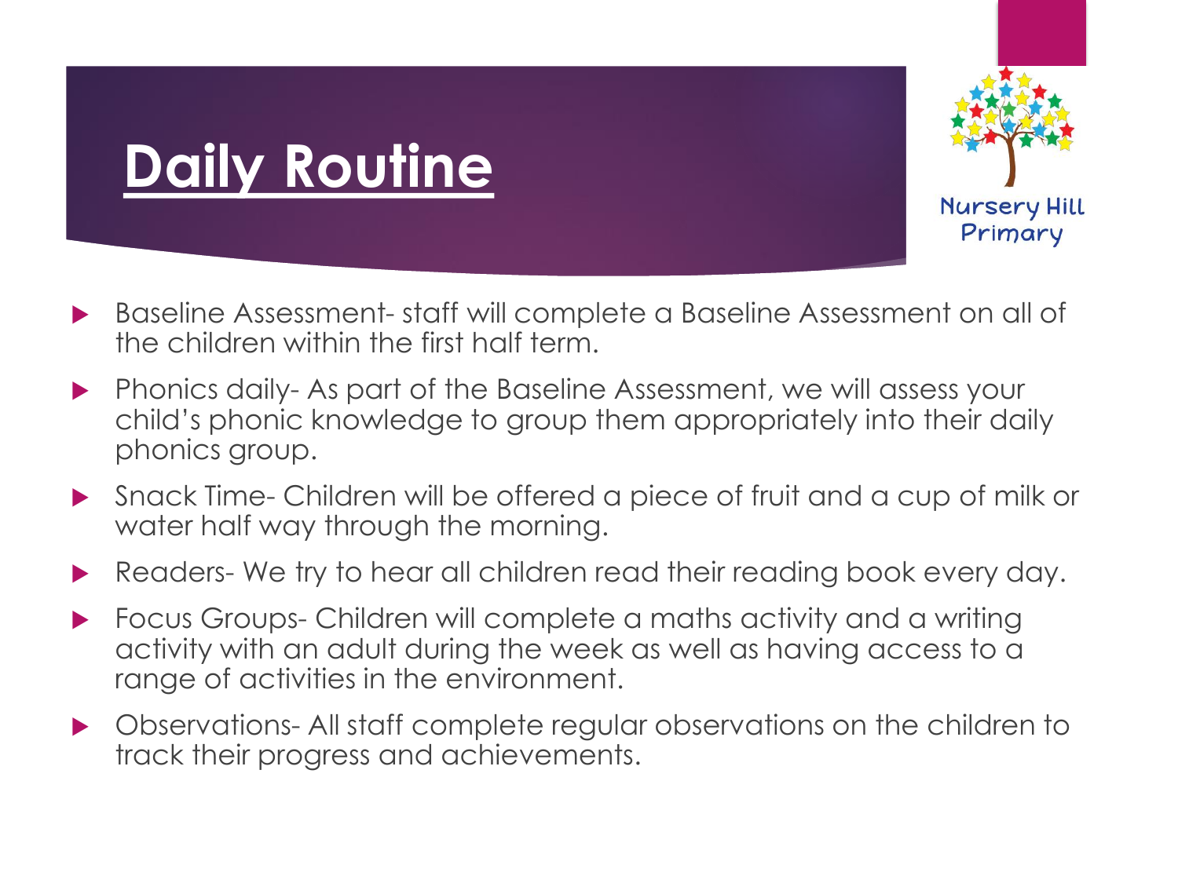# Daily Routine

Nursery Hill Primary

- Baseline Assessment- staff will complete a Baseline Assessment on all of the children within the first half term.
- Phonics daily- As part of the Baseline Assessment, we will assess your child's phonic knowledge to group them appropriately into their daily phonics group.
- Snack Time- Children will be offered a piece of fruit and a cup of milk or water half way through the morning.
- Readers- We try to hear all children read their reading book every day.
- Focus Groups- Children will complete a maths activity and a writing activity with an adult during the week as well as having access to a range of activities in the environment.
- Observations- All staff complete regular observations on the children to track their progress and achievements.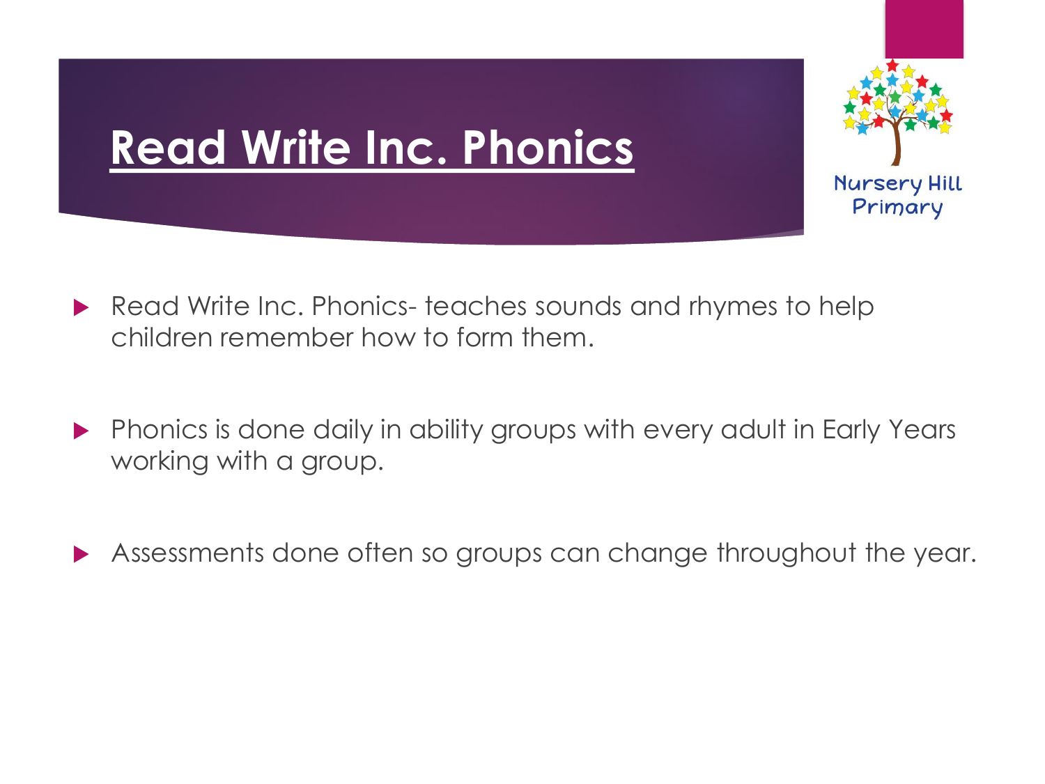# Read Write Inc. Phonics

Nursery Hill Primary

- Read Write Inc. Phonics- teaches sounds and rhymes to help children remember how to form them.
- Phonics is done daily in ability groups with every adult in Early Years working with a group.
- Assessments done often so groups can change throughout the year.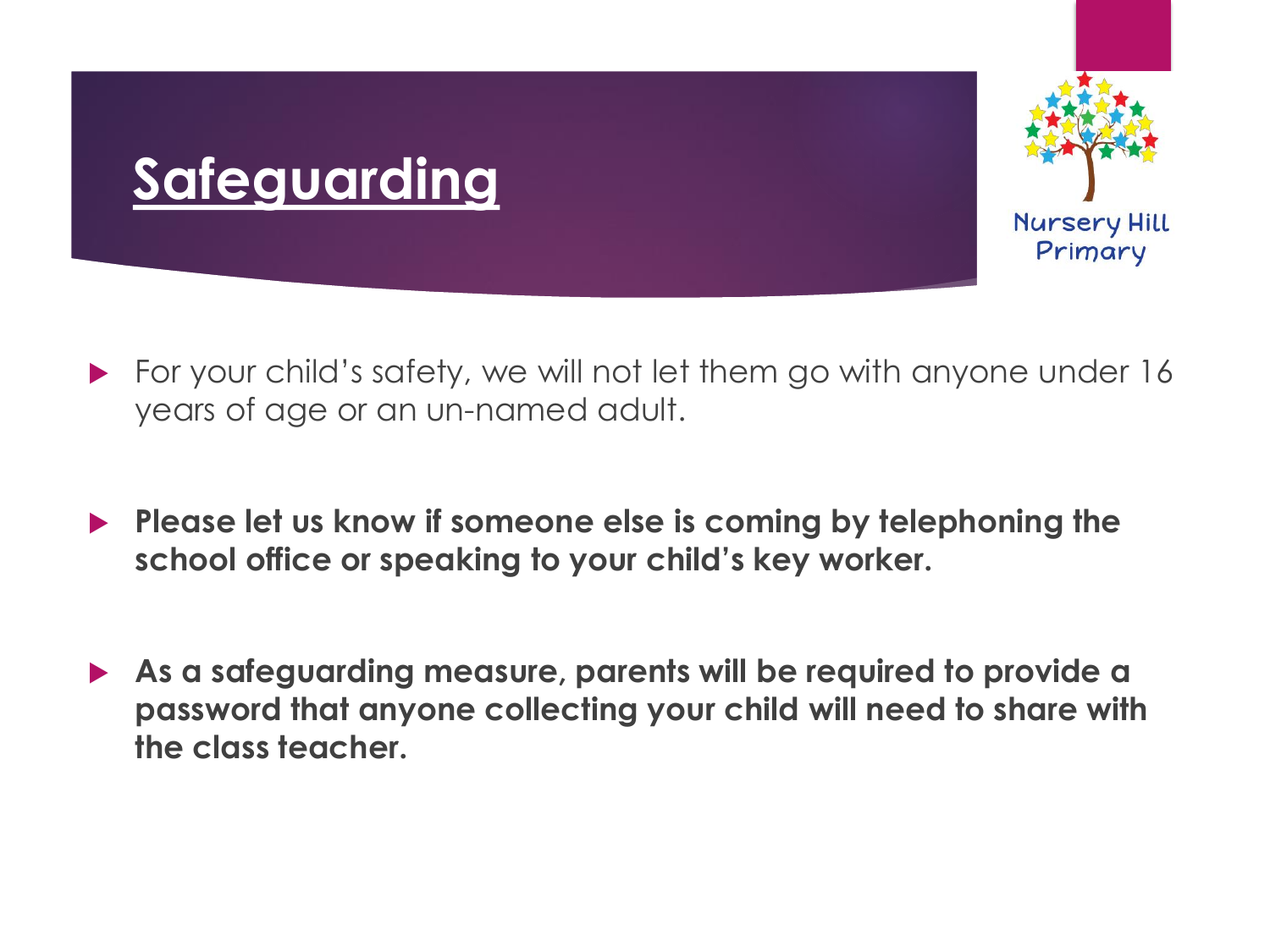# Safeguarding

Nursery Hill Primary

- For your child's safety, we will not let them go with anyone under 16 years of age or an un-named adult.
- **Please let us know if someone else is coming by telephoning the school office or speaking to your child's key worker.**
- **As a safeguarding measure, parents will be required to provide a password that anyone collecting your child will need to share with the class teacher.**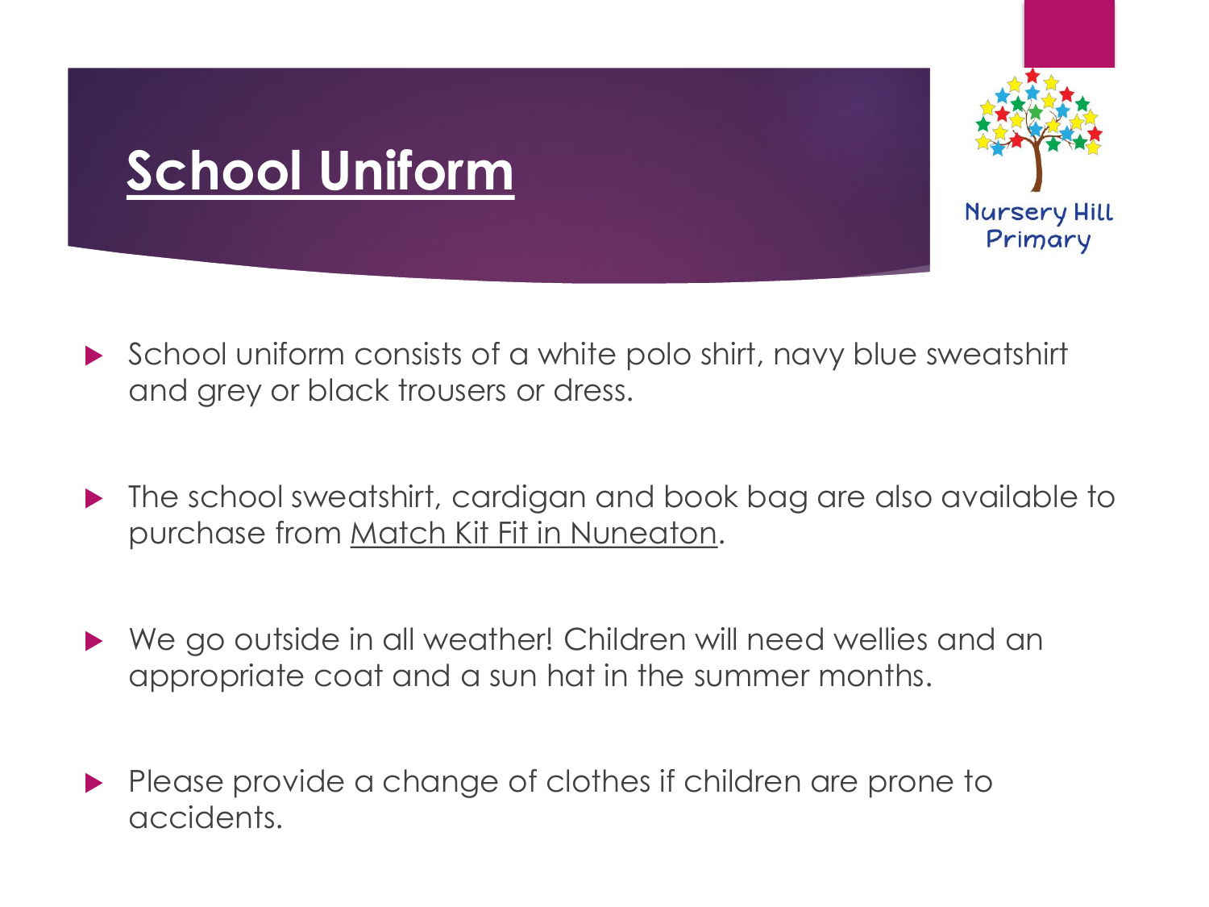# School Uniform

Nursery Hill Primary

- School uniform consists of a white polo shirt, navy blue sweatshirt and grey or black trousers or dress.
- The school sweatshirt, cardigan and book bag are also available to purchase from Match Kit Fit in Nuneaton.
- We go outside in all weather! Children will need wellies and an appropriate coat and a sun hat in the summer months.
- Please provide a change of clothes if children are prone to accidents.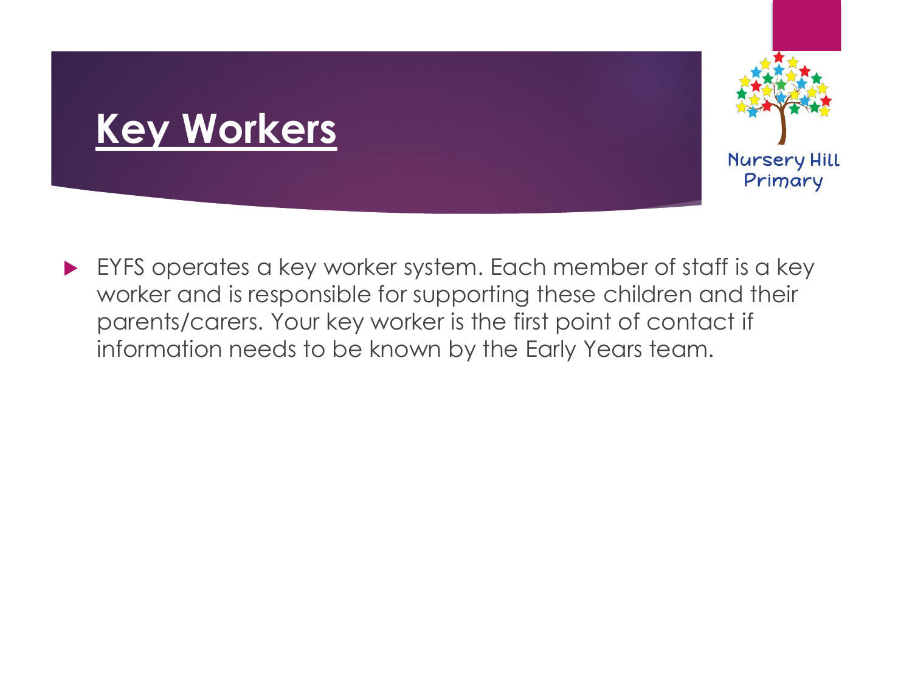# Key Workers

Nursery Hill Primary

- EYFS operates a key worker system. Each member of staff is a key worker and is responsible for supporting these children and their parents/carers. Your key worker is the first point of contact if information needs to be known by the Early Years team.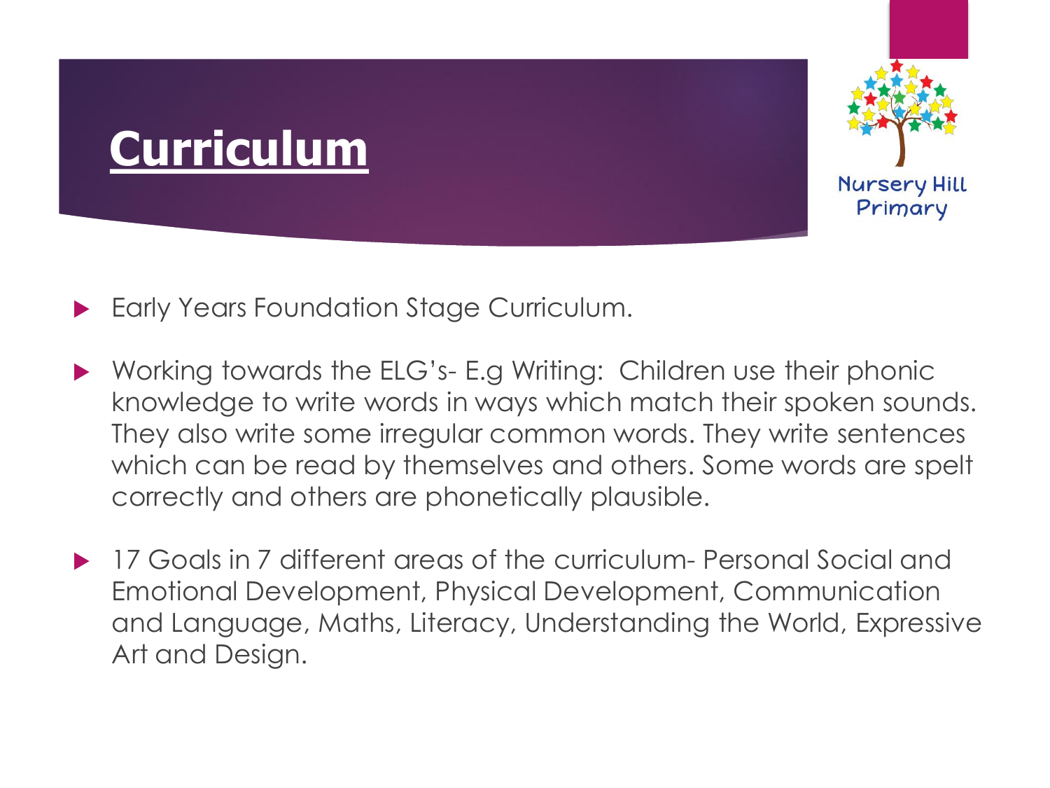# Curriculum

Nursery Hill Primary

- Early Years Foundation Stage Curriculum.
- Working towards the ELG's- E.g Writing: Children use their phonic knowledge to write words in ways which match their spoken sounds. They also write some irregular common words. They write sentences which can be read by themselves and others. Some words are spelt correctly and others are phonetically plausible.
- 17 Goals in 7 different areas of the curriculum- Personal Social and Emotional Development, Physical Development, Communication and Language, Maths, Literacy, Understanding the World, Expressive Art and Design.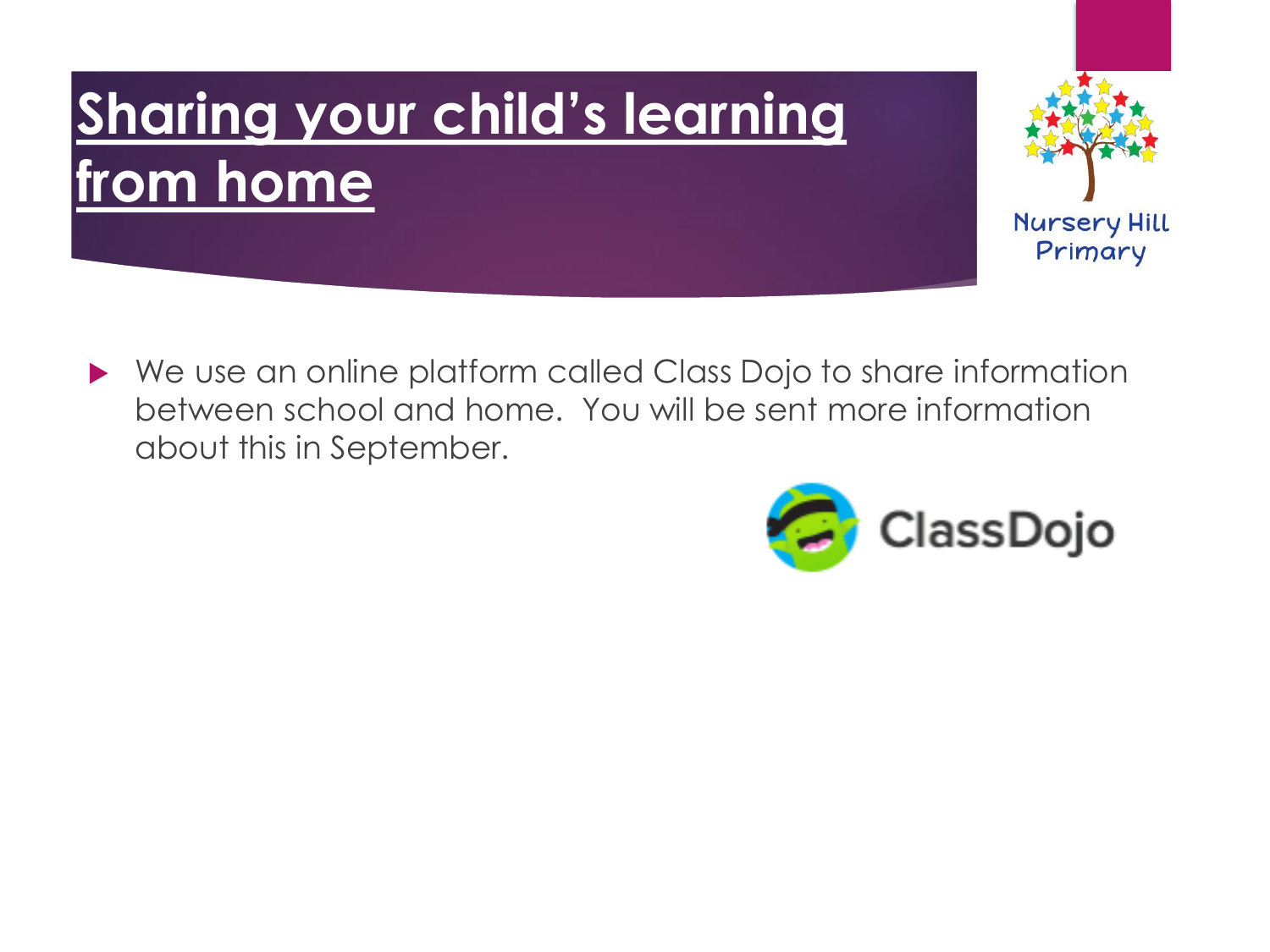# Sharing your child's learning from home

Nursery Hill Primary

- We use an online platform called Class Dojo to share information between school and home. You will be sent more information about this in September.

ClassDojo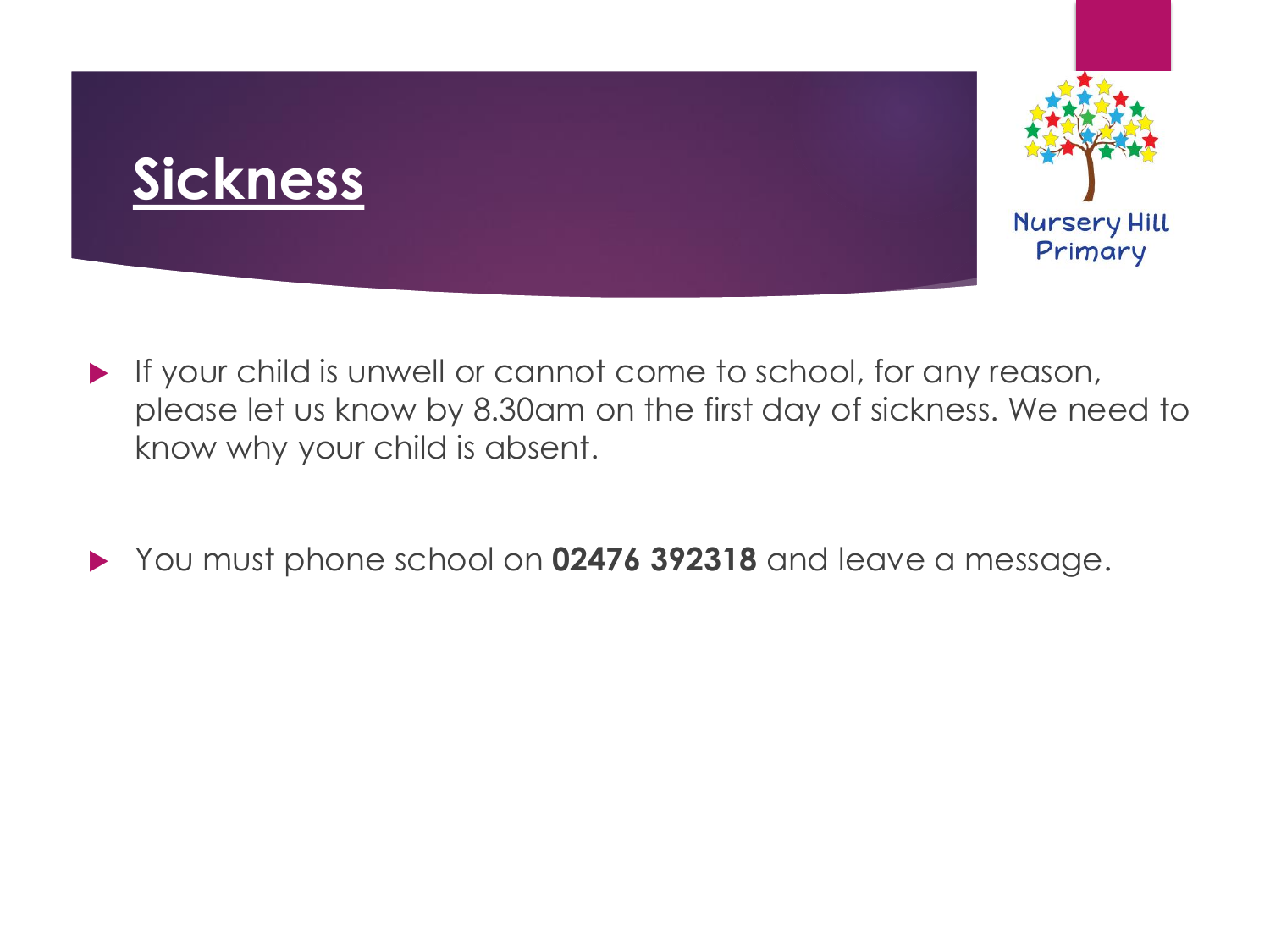# Sickness

Nursery Hill Primary

- If your child is unwell or cannot come to school, for any reason, please let us know by 8.30am on the first day of sickness. We need to know why your child is absent.
- You must phone school on **02476 392318** and leave a message.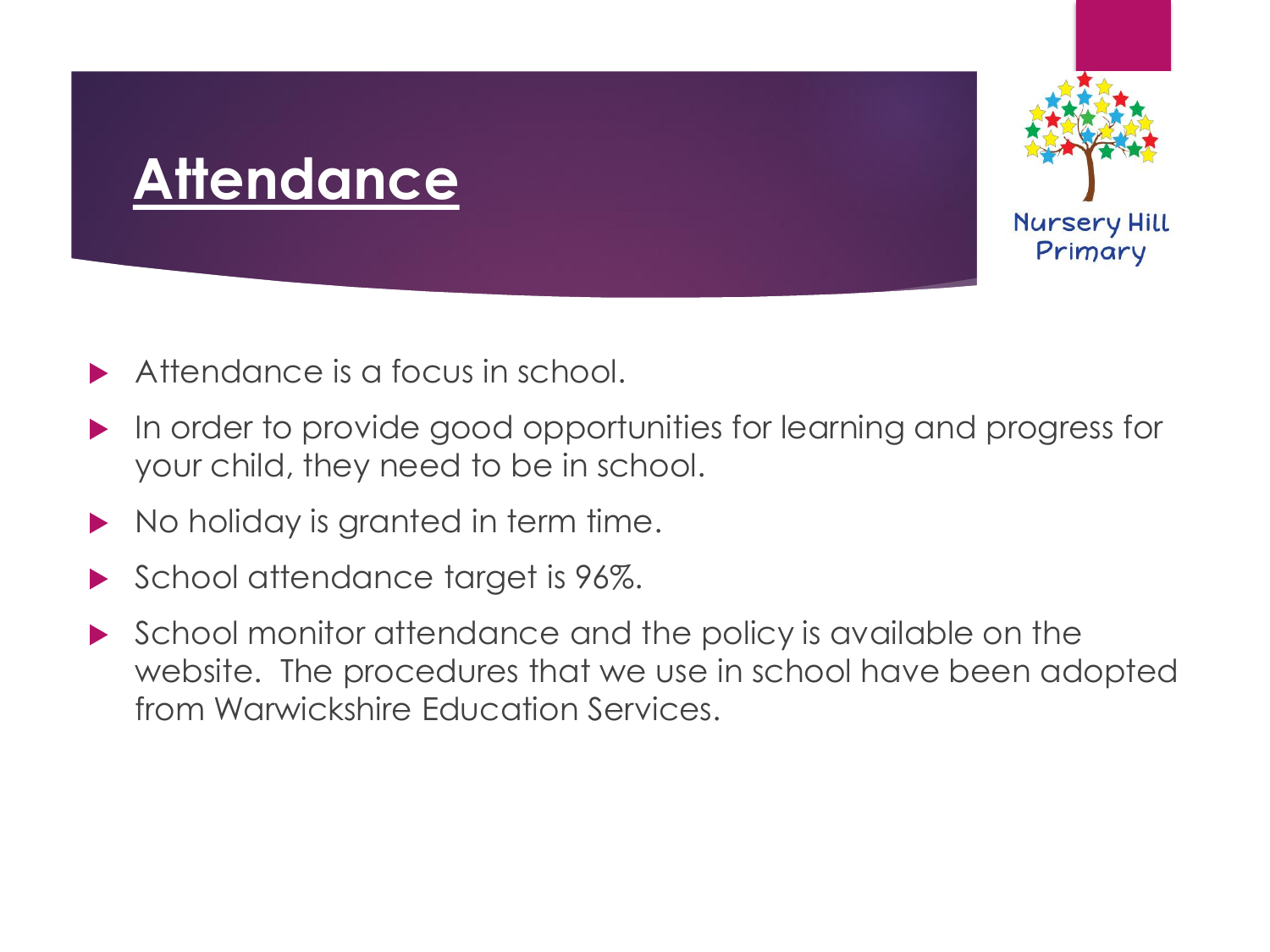# Attendance

Nursery Hill Primary

- Attendance is a focus in school.
- In order to provide good opportunities for learning and progress for your child, they need to be in school.
- No holiday is granted in term time.
- School attendance target is 96%.
- School monitor attendance and the policy is available on the website. The procedures that we use in school have been adopted from Warwickshire Education Services.